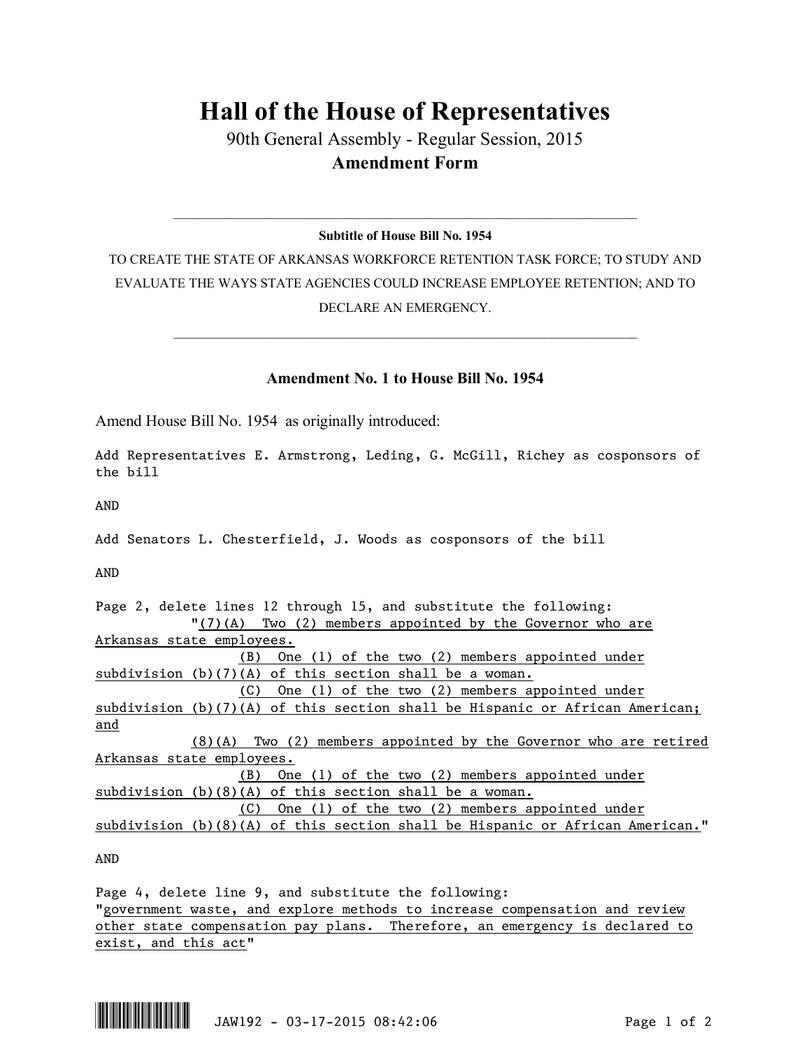# Hall of the House of Representatives

90th General Assembly - Regular Session, 2015

**Amendment Form**

---

**Subtitle of House Bill No. 1954**

TO CREATE THE STATE OF ARKANSAS WORKFORCE RETENTION TASK FORCE; TO STUDY AND EVALUATE THE WAYS STATE AGENCIES COULD INCREASE EMPLOYEE RETENTION; AND TO DECLARE AN EMERGENCY.

---

**Amendment No. 1 to House Bill No. 1954**

Amend House Bill No. 1954 as originally introduced:

Add Representatives E. Armstrong, Leding, G. McGill, Richey as cosponsors of the bill

AND

Add Senators L. Chesterfield, J. Woods as cosponsors of the bill

AND

Page 2, delete lines 12 through 15, and substitute the following:

"(7)(A) Two (2) members appointed by the Governor who are Arkansas state employees.

(B) One (1) of the two (2) members appointed under subdivision (b)(7)(A) of this section shall be a woman.

(C) One (1) of the two (2) members appointed under subdivision (b)(7)(A) of this section shall be Hispanic or African American; and

(8)(A) Two (2) members appointed by the Governor who are retired Arkansas state employees.

(B) One (1) of the two (2) members appointed under subdivision (b)(8)(A) of this section shall be a woman.

(C) One (1) of the two (2) members appointed under subdivision (b)(8)(A) of this section shall be Hispanic or African American."

AND

Page 4, delete line 9, and substitute the following:

"government waste, and explore methods to increase compensation and review other state compensation pay plans. Therefore, an emergency is declared to exist, and this act"

JAW192 - 03-17-2015 08:42:06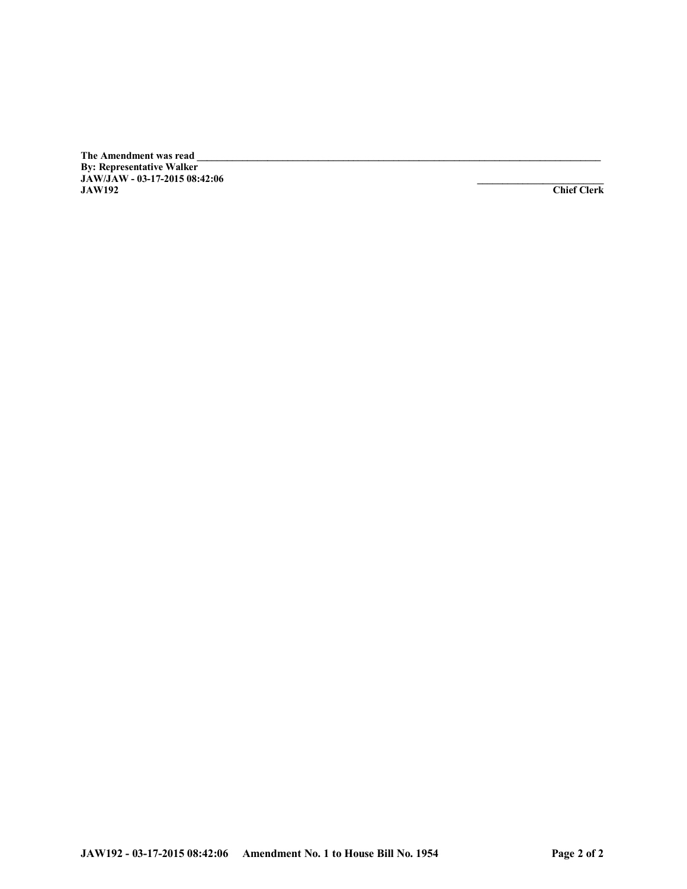**The Amendment was read \_\_\_\_\_\_\_\_\_\_\_\_\_\_\_\_\_\_\_\_\_\_\_\_\_\_\_\_\_\_\_\_\_\_\_\_\_\_\_\_\_\_\_\_\_\_\_\_\_\_\_\_\_\_\_\_\_\_\_\_\_\_\_\_\_\_\_\_\_\_\_\_\_\_\_\_\_\_**
**By: Representative Walker**
**JAW/JAW - 03-17-2015 08:42:06**
**JAW192**

**\_\_\_\_\_\_\_\_\_\_\_\_\_\_\_\_\_\_\_\_\_\_\_\_\_\_\_\_**
**Chief Clerk**